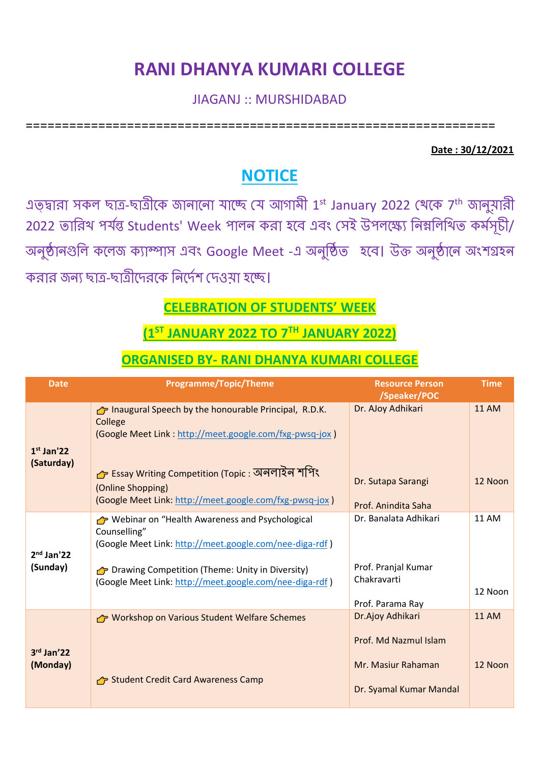# RANI DHANYA KUMARI COLLEGE

JIAGANJ :: MURSHIDABAD

==============================================================

**Date : 30/12/2021**

## NOTICE

এতদ্বারা সকল ছাত্র-ছাত্রীকে জানানো যাচ্ছে যে আগামী 1st January 2022 থেকে 7th জানুয়ারী 2022 তারিখ পর্যন্ত Students' Week পালন করা হবে এবং সেই উপলক্ষ্যে নিম্নলিখিত কর্মসূচী/অনুষ্ঠানগুলি কলেজ ক্যাম্পাস এবং Google Meet -এ অনুষ্ঠিত হবে। উক্ত অনুষ্ঠানে অংশগ্রহন করার জন্য ছাত্র-ছাত্রীদেরকে নির্দেশ দেওয়া হচ্ছে।

**CELEBRATION OF STUDENTS' WEEK**

**(1ST JANUARY 2022 TO 7TH JANUARY 2022)**

**ORGANISED BY- RANI DHANYA KUMARI COLLEGE**

| Date | Programme/Topic/Theme | Resource Person /Speaker/POC | Time |
|---|---|---|---|
| **1st Jan'22 (Saturday)** | 👉 Inaugural Speech by the honourable Principal, R.D.K. College (Google Meet Link : http://meet.google.com/fxg-pwsq-jox ) | Dr. AJoy Adhikari | 11 AM |
| | 👉 Essay Writing Competition (Topic : অনলাইন শপিং (Online Shopping) (Google Meet Link: http://meet.google.com/fxg-pwsq-jox ) | Dr. Sutapa Sarangi<br>Prof. Anindita Saha | 12 Noon |
| **2nd Jan'22 (Sunday)** | 👉 Webinar on "Health Awareness and Psychological Counselling" (Google Meet Link: http://meet.google.com/nee-diga-rdf ) | Dr. Banalata Adhikari | 11 AM |
| | 👉 Drawing Competition (Theme: Unity in Diversity) (Google Meet Link: http://meet.google.com/nee-diga-rdf ) | Prof. Pranjal Kumar Chakravarti<br>Prof. Parama Ray | 12 Noon |
| **3rd Jan'22 (Monday)** | 👉 Workshop on Various Student Welfare Schemes | Dr.Ajoy Adhikari<br>Prof. Md Nazmul Islam | 11 AM |
| | 👉 Student Credit Card Awareness Camp | Mr. Masiur Rahaman<br>Dr. Syamal Kumar Mandal | 12 Noon |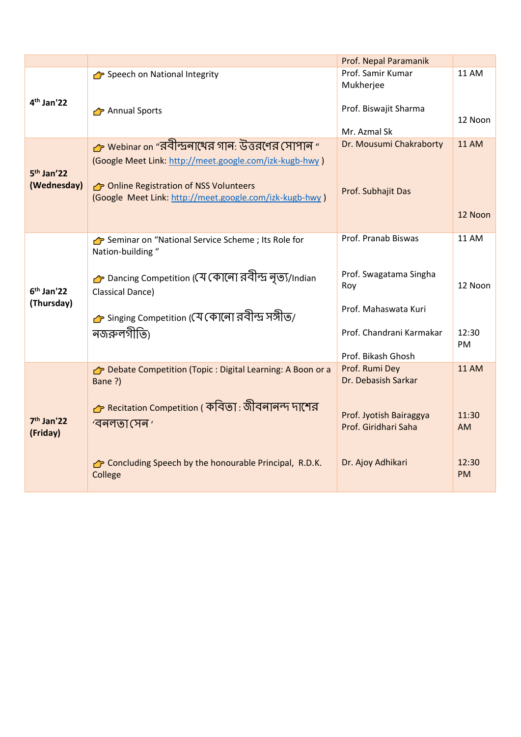| | | | |
|---|---|---|---|
| | | Prof. Nepal Paramanik | |
| 4th Jan'22 | 👉 Speech on National Integrity<br><br>👉 Annual Sports | Prof. Samir Kumar Mukherjee<br><br>Prof. Biswajit Sharma<br><br>Mr. Azmal Sk | 11 AM<br><br>12 Noon |
| 5th Jan'22 (Wednesday) | 👉 Webinar on "রবীন্দ্রনাথের গান: উত্তরণের সোপান " (Google Meet Link: http://meet.google.com/izk-kugb-hwy )<br><br>👉 Online Registration of NSS Volunteers (Google Meet Link: http://meet.google.com/izk-kugb-hwy ) | Dr. Mousumi Chakraborty<br><br>Prof. Subhajit Das | 11 AM<br><br>12 Noon |
| 6th Jan'22 (Thursday) | 👉 Seminar on "National Service Scheme ; Its Role for Nation-building "<br><br>👉 Dancing Competition (যে কোনো রবীন্দ্র নৃত্য/Indian Classical Dance)<br><br>👉 Singing Competition (যে কোনো রবীন্দ্র সঙ্গীত/ নজরুলগীতি) | Prof. Pranab Biswas<br><br>Prof. Swagatama Singha Roy<br><br>Prof. Mahaswata Kuri<br><br>Prof. Chandrani Karmakar<br><br>Prof. Bikash Ghosh | 11 AM<br><br>12 Noon<br><br>12:30 PM |
| 7th Jan'22 (Friday) | 👉 Debate Competition (Topic : Digital Learning: A Boon or a Bane ?)<br><br>👉 Recitation Competition ( কবিতা : জীবনানন্দ দাশের 'বনলতা সেন '<br><br>👉 Concluding Speech by the honourable Principal, R.D.K. College | Prof. Rumi Dey<br>Dr. Debasish Sarkar<br><br>Prof. Jyotish Bairaggya<br>Prof. Giridhari Saha<br><br>Dr. Ajoy Adhikari | 11 AM<br><br>11:30 AM<br><br>12:30 PM |